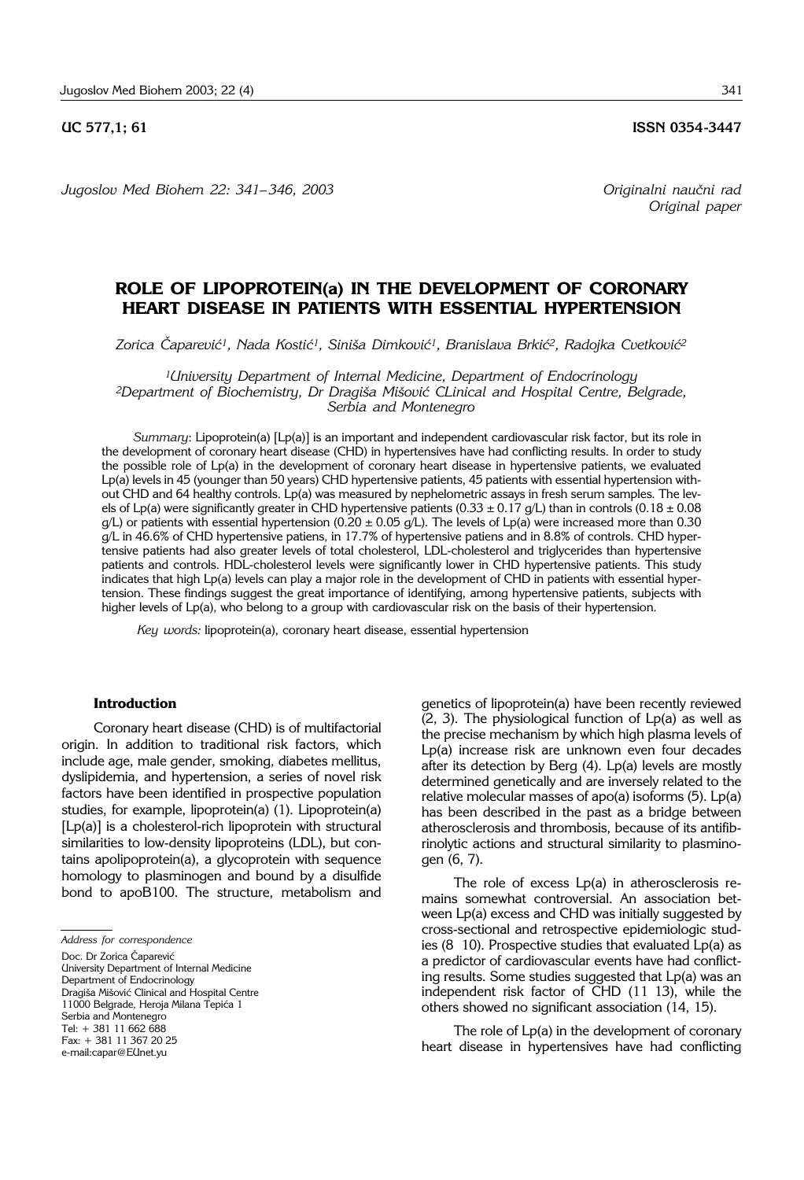UC 577,1; 61 **ISSN 0354-3447**

*Jugoslov Med Biohem 22: 341–346, 2003* *Originalni naučni rad*
*Original paper*

# ROLE OF LIPOPROTEIN(a) IN THE DEVELOPMENT OF CORONARY HEART DISEASE IN PATIENTS WITH ESSENTIAL HYPERTENSION

*Zorica Čaparević[1], Nada Kostić[1], Siniša Dimković[1], Branislava Brkić[2], Radojka Cvetković[2]*

*[1]University Department of Internal Medicine, Department of Endocrinology*
*[2]Department of Biochemistry, Dr Dragiša Mišović CLinical and Hospital Centre, Belgrade, Serbia and Montenegro*

*Summary*: Lipoprotein(a) [Lp(a)] is an important and independent cardiovascular risk factor, but its role in the development of coronary heart disease (CHD) in hypertensives have had conflicting results. In order to study the possible role of Lp(a) in the development of coronary heart disease in hypertensive patients, we evaluated Lp(a) levels in 45 (younger than 50 years) CHD hypertensive patients, 45 patients with essential hypertension without CHD and 64 healthy controls. Lp(a) was measured by nephelometric assays in fresh serum samples. The levels of Lp(a) were significantly greater in CHD hypertensive patients (0.33 ± 0.17 g/L) than in controls (0.18 ± 0.08 g/L) or patients with essential hypertension (0.20 ± 0.05 g/L). The levels of Lp(a) were increased more than 0.30 g/L in 46.6% of CHD hypertensive patiens, in 17.7% of hypertensive patiens and in 8.8% of controls. CHD hypertensive patients had also greater levels of total cholesterol, LDL-cholesterol and triglycerides than hypertensive patients and controls. HDL-cholesterol levels were significantly lower in CHD hypertensive patients. This study indicates that high Lp(a) levels can play a major role in the development of CHD in patients with essential hypertension. These findings suggest the great importance of identifying, among hypertensive patients, subjects with higher levels of Lp(a), who belong to a group with cardiovascular risk on the basis of their hypertension.

*Key words:* lipoprotein(a), coronary heart disease, essential hypertension

## Introduction

Coronary heart disease (CHD) is of multifactorial origin. In addition to traditional risk factors, which include age, male gender, smoking, diabetes mellitus, dyslipidemia, and hypertension, a series of novel risk factors have been identified in prospective population studies, for example, lipoprotein(a) (1). Lipoprotein(a) [Lp(a)] is a cholesterol-rich lipoprotein with structural similarities to low-density lipoproteins (LDL), but contains apolipoprotein(a), a glycoprotein with sequence homology to plasminogen and bound by a disulfide bond to apoB100. The structure, metabolism and genetics of lipoprotein(a) have been recently reviewed (2, 3). The physiological function of Lp(a) as well as the precise mechanism by which high plasma levels of Lp(a) increase risk are unknown even four decades after its detection by Berg (4). Lp(a) levels are mostly determined genetically and are inversely related to the relative molecular masses of apo(a) isoforms (5). Lp(a) has been described in the past as a bridge between atherosclerosis and thrombosis, because of its antifibrinolytic actions and structural similarity to plasminogen (6, 7).

The role of excess Lp(a) in atherosclerosis remains somewhat controversial. An association between Lp(a) excess and CHD was initially suggested by cross-sectional and retrospective epidemiologic studies (8 10). Prospective studies that evaluated Lp(a) as a predictor of cardiovascular events have had conflicting results. Some studies suggested that Lp(a) was an independent risk factor of CHD (11 13), while the others showed no significant association (14, 15).

The role of Lp(a) in the development of coronary heart disease in hypertensives have had conflicting

---

*Address for correspondence*

Doc. Dr Zorica Čaparević
University Department of Internal Medicine
Department of Endocrinology
Dragiša Mišović Clinical and Hospital Centre
11000 Belgrade, Heroja Milana Tepića 1
Serbia and Montenegro
Tel: + 381 11 662 688
Fax: + 381 11 367 20 25
e-mail:capar@EUnet.yu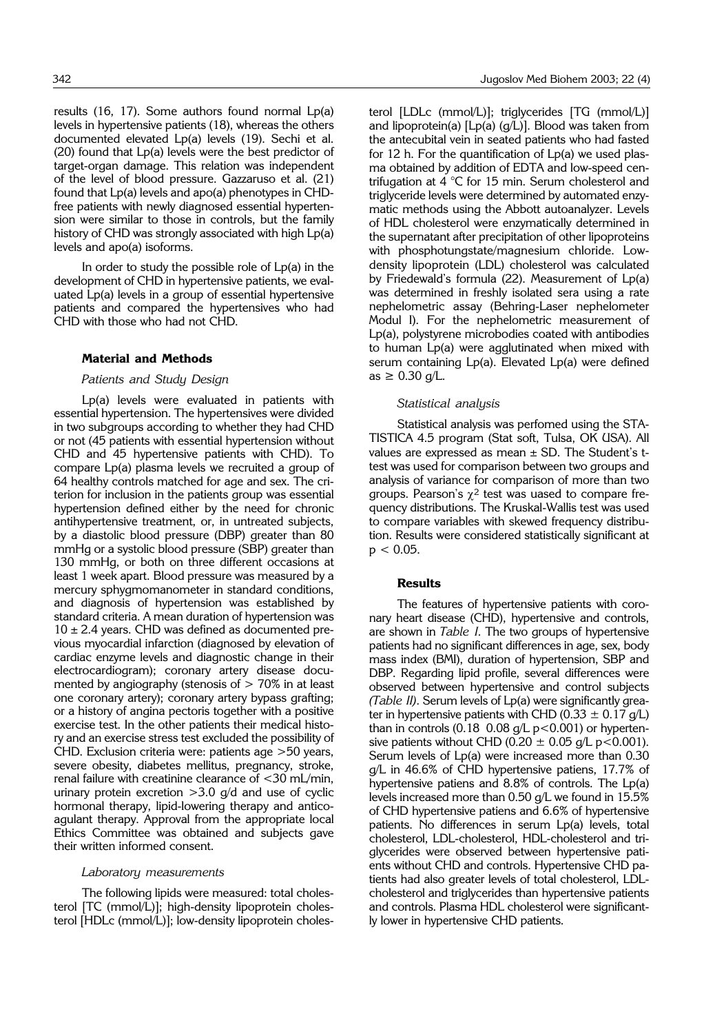results (16, 17). Some authors found normal Lp(a) levels in hypertensive patients (18), whereas the others documented elevated Lp(a) levels (19). Sechi et al. (20) found that Lp(a) levels were the best predictor of target-organ damage. This relation was independent of the level of blood pressure. Gazzaruso et al. (21) found that Lp(a) levels and apo(a) phenotypes in CHD-free patients with newly diagnosed essential hypertension were similar to those in controls, but the family history of CHD was strongly associated with high Lp(a) levels and apo(a) isoforms.

In order to study the possible role of Lp(a) in the development of CHD in hypertensive patients, we evaluated Lp(a) levels in a group of essential hypertensive patients and compared the hypertensives who had CHD with those who had not CHD.

## Material and Methods

### *Patients and Study Design*

Lp(a) levels were evaluated in patients with essential hypertension. The hypertensives were divided in two subgroups according to whether they had CHD or not (45 patients with essential hypertension without CHD and 45 hypertensive patients with CHD). To compare Lp(a) plasma levels we recruited a group of 64 healthy controls matched for age and sex. The criterion for inclusion in the patients group was essential hypertension defined either by the need for chronic antihypertensive treatment, or, in untreated subjects, by a diastolic blood pressure (DBP) greater than 80 mmHg or a systolic blood pressure (SBP) greater than 130 mmHg, or both on three different occasions at least 1 week apart. Blood pressure was measured by a mercury sphygmomanometer in standard conditions, and diagnosis of hypertension was established by standard criteria. A mean duration of hypertension was $10 \pm 2.4$ years. CHD was defined as documented previous myocardial infarction (diagnosed by elevation of cardiac enzyme levels and diagnostic change in their electrocardiogram); coronary artery disease documented by angiography (stenosis of $> 70\%$ in at least one coronary artery); coronary artery bypass grafting; or a history of angina pectoris together with a positive exercise test. In the other patients their medical history and an exercise stress test excluded the possibility of CHD. Exclusion criteria were: patients age $>50$ years, severe obesity, diabetes mellitus, pregnancy, stroke, renal failure with creatinine clearance of $<30$ mL/min, urinary protein excretion $>3.0$ g/d and use of cyclic hormonal therapy, lipid-lowering therapy and anticoagulant therapy. Approval from the appropriate local Ethics Committee was obtained and subjects gave their written informed consent.

### *Laboratory measurements*

The following lipids were measured: total cholesterol [TC (mmol/L)]; high-density lipoprotein cholesterol [HDLc (mmol/L)]; low-density lipoprotein cholesterol [LDLc (mmol/L)]; triglycerides [TG (mmol/L)] and lipoprotein(a) [Lp(a) (g/L)]. Blood was taken from the antecubital vein in seated patients who had fasted for 12 h. For the quantification of Lp(a) we used plasma obtained by addition of EDTA and low-speed centrifugation at 4 °C for 15 min. Serum cholesterol and triglyceride levels were determined by automated enzymatic methods using the Abbott autoanalyzer. Levels of HDL cholesterol were enzymatically determined in the supernatant after precipitation of other lipoproteins with phosphotungstate/magnesium chloride. Low-density lipoprotein (LDL) cholesterol was calculated by Friedewald's formula (22). Measurement of Lp(a) was determined in freshly isolated sera using a rate nephelometric assay (Behring-Laser nephelometer Modul I). For the nephelometric measurement of Lp(a), polystyrene microbodies coated with antibodies to human Lp(a) were agglutinated when mixed with serum containing Lp(a). Elevated Lp(a) were defined as $\geq 0.30$ g/L.

### *Statistical analysis*

Statistical analysis was perfomed using the STATISTICA 4.5 program (Stat soft, Tulsa, OK USA). All values are expressed as mean ± SD. The Student's t-test was used for comparison between two groups and analysis of variance for comparison of more than two groups. Pearson's $\chi^2$ test was uased to compare frequency distributions. The Kruskal-Wallis test was used to compare variables with skewed frequency distribution. Results were considered statistically significant at $p < 0.05$.

## Results

The features of hypertensive patients with coronary heart disease (CHD), hypertensive and controls, are shown in *Table I*. The two groups of hypertensive patients had no significant differences in age, sex, body mass index (BMI), duration of hypertension, SBP and DBP. Regarding lipid profile, several differences were observed between hypertensive and control subjects *(Table II)*. Serum levels of Lp(a) were significantly greater in hypertensive patients with CHD ($0.33 \pm 0.17$ g/L) than in controls (0.18 0.08 g/L $p<0.001$) or hypertensive patients without CHD ($0.20 \pm 0.05$ g/L $p<0.001$). Serum levels of Lp(a) were increased more than 0.30 g/L in 46.6% of CHD hypertensive patiens, 17.7% of hypertensive patiens and 8.8% of controls. The Lp(a) levels increased more than 0.50 g/L we found in 15.5% of CHD hypertensive patiens and 6.6% of hypertensive patients. No differences in serum Lp(a) levels, total cholesterol, LDL-cholesterol, HDL-cholesterol and triglycerides were observed between hypertensive patients without CHD and controls. Hypertensive CHD patients had also greater levels of total cholesterol, LDL-cholesterol and triglycerides than hypertensive patients and controls. Plasma HDL cholesterol were significantly lower in hypertensive CHD patients.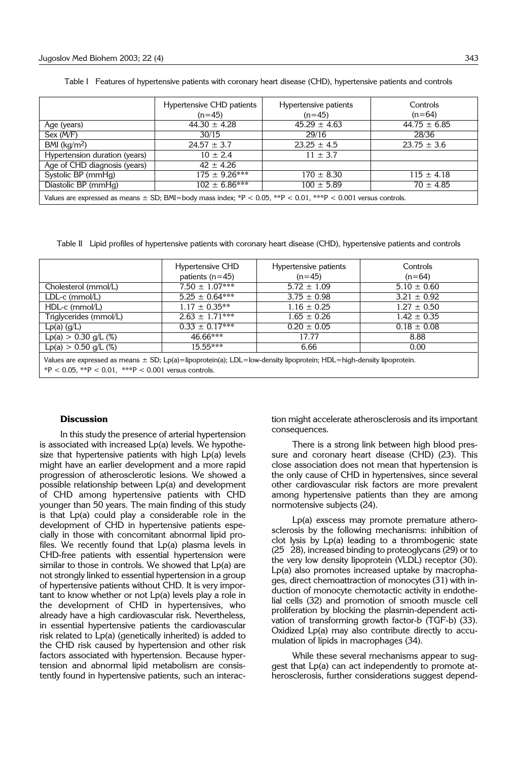Table I Features of hypertensive patients with coronary heart disease (CHD), hypertensive patients and controls

| | Hypertensive CHD patients (n=45) | Hypertensive patients (n=45) | Controls (n=64) |
|---|---|---|---|
| Age (years) | 44.30 ± 4.28 | 45.29 ± 4.63 | 44.75 ± 6.85 |
| Sex (M/F) | 30/15 | 29/16 | 28/36 |
| BMI (kg/m$^2$) | 24.57 ± 3.7 | 23.25 ± 4.5 | 23.75 ± 3.6 |
| Hypertension duration (years) | 10 ± 2.4 | 11 ± 3.7 | |
| Age of CHD diagnosis (years) | 42 ± 4.26 | | |
| Systolic BP (mmHg) | 175 ± 9.26*** | 170 ± 8.30 | 115 ± 4.18 |
| Diastolic BP (mmHg) | 102 ± 6.86*** | 100 ± 5.89 | 70 ± 4.85 |

Values are expressed as means ± SD; BMI=body mass index; *$P < 0.05$, **$P < 0.01$, ***$P < 0.001$ versus controls.

Table II Lipid profiles of hypertensive patients with coronary heart disease (CHD), hypertensive patients and controls

| | Hypertensive CHD patients (n=45) | Hypertensive patients (n=45) | Controls (n=64) |
|---|---|---|---|
| Cholesterol (mmol/L) | 7.50 ± 1.07*** | 5.72 ± 1.09 | 5.10 ± 0.60 |
| LDL-c (mmol/L) | 5.25 ± 0.64*** | 3.75 ± 0.98 | 3.21 ± 0.92 |
| HDL-c (mmol/L) | 1.17 ± 0.35** | 1.16 ± 0.25 | 1.27 ± 0.50 |
| Triglycerides (mmol/L) | 2.63 ± 1.71*** | 1.65 ± 0.26 | 1.42 ± 0.35 |
| Lp(a) (g/L) | 0.33 ± 0.17*** | 0.20 ± 0.05 | 0.18 ± 0.08 |
| Lp(a) > 0.30 g/L (%) | 46.66*** | 17.77 | 8.88 |
| Lp(a) > 0.50 g/L (%) | 15.55*** | 6.66 | 0.00 |

Values are expressed as means ± SD; Lp(a)=lipoprotein(a); LDL=low-density lipoprotein; HDL=high-density lipoprotein.
*$P < 0.05$, **$P < 0.01$, ***$P < 0.001$ versus controls.

## Discussion

In this study the presence of arterial hypertension is associated with increased Lp(a) levels. We hypothesize that hypertensive patients with high Lp(a) levels might have an earlier development and a more rapid progression of atherosclerotic lesions. We showed a possible relationship between Lp(a) and development of CHD among hypertensive patients with CHD younger than 50 years. The main finding of this study is that Lp(a) could play a considerable role in the development of CHD in hypertensive patients especially in those with concomitant abnormal lipid profiles. We recently found that Lp(a) plasma levels in CHD-free patients with essential hypertension were similar to those in controls. We showed that Lp(a) are not strongly linked to essential hypertension in a group of hypertensive patients without CHD. It is very important to know whether or not Lp(a) levels play a role in the development of CHD in hypertensives, who already have a high cardiovascular risk. Nevertheless, in essential hypertensive patients the cardiovascular risk related to Lp(a) (genetically inherited) is added to the CHD risk caused by hypertension and other risk factors associated with hypertension. Because hypertension and abnormal lipid metabolism are consistently found in hypertensive patients, such an interaction might accelerate atherosclerosis and its important consequences.

There is a strong link between high blood pressure and coronary heart disease (CHD) (23). This close association does not mean that hypertension is the only cause of CHD in hypertensives, since several other cardiovascular risk factors are more prevalent among hypertensive patients than they are among normotensive subjects (24).

Lp(a) exscess may promote premature atherosclerosis by the following mechanisms: inhibition of clot lysis by Lp(a) leading to a thrombogenic state (25 28), increased binding to proteoglycans (29) or to the very low density lipoprotein (VLDL) receptor (30). Lp(a) also promotes increased uptake by macrophages, direct chemoattraction of monocytes (31) with induction of monocyte chemotactic activity in endothelial cells (32) and promotion of smooth muscle cell proliferation by blocking the plasmin-dependent activation of transforming growth factor-b (TGF-b) (33). Oxidized Lp(a) may also contribute directly to accumulation of lipids in macrophages (34).

While these several mechanisms appear to suggest that Lp(a) can act independently to promote atherosclerosis, further considerations suggest depend-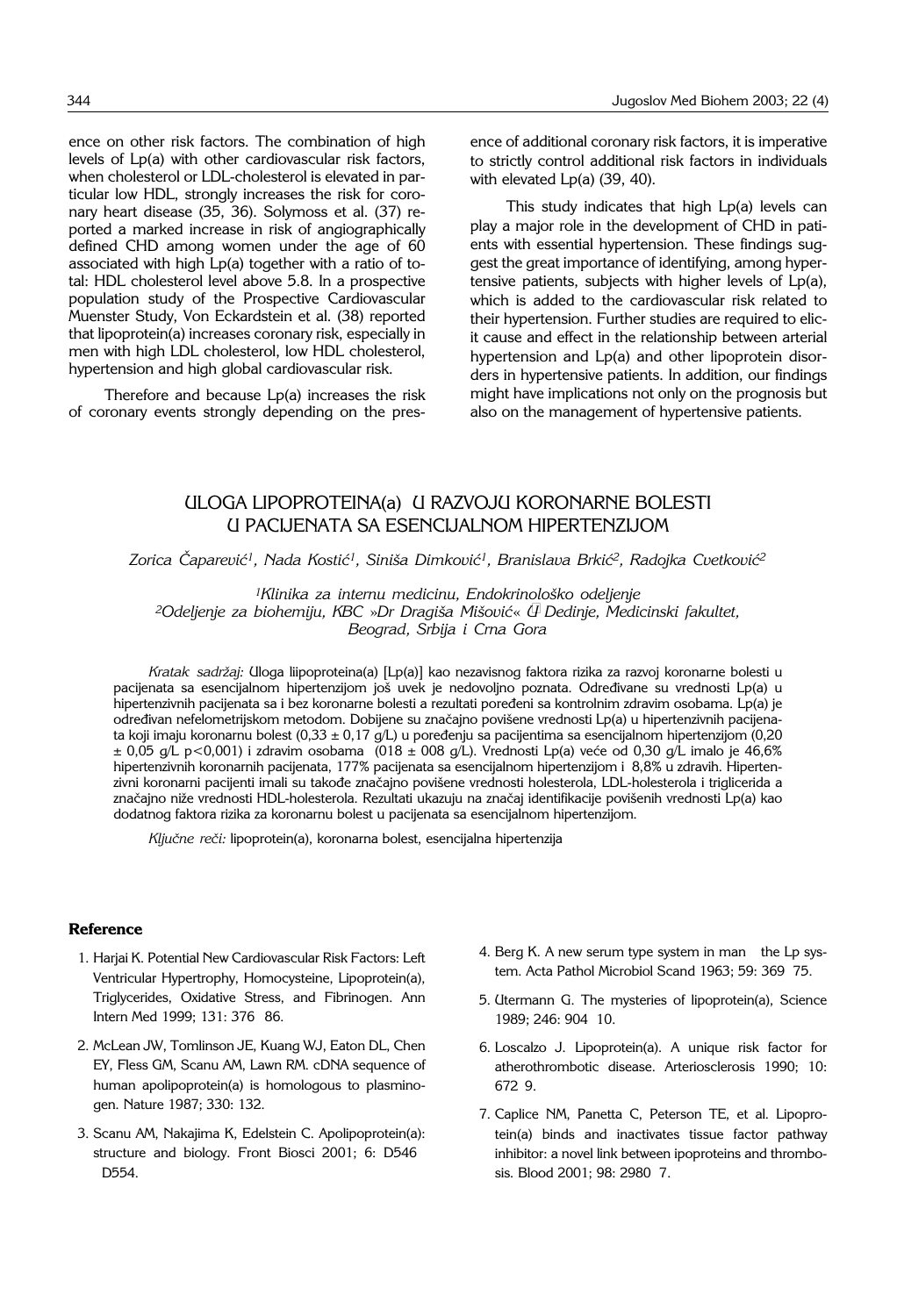ence on other risk factors. The combination of high levels of Lp(a) with other cardiovascular risk factors, when cholesterol or LDL-cholesterol is elevated in particular low HDL, strongly increases the risk for coronary heart disease (35, 36). Solymoss et al. (37) reported a marked increase in risk of angiographically defined CHD among women under the age of 60 associated with high Lp(a) together with a ratio of total: HDL cholesterol level above 5.8. In a prospective population study of the Prospective Cardiovascular Muenster Study, Von Eckardstein et al. (38) reported that lipoprotein(a) increases coronary risk, especially in men with high LDL cholesterol, low HDL cholesterol, hypertension and high global cardiovascular risk.

Therefore and because Lp(a) increases the risk of coronary events strongly depending on the presence of additional coronary risk factors, it is imperative to strictly control additional risk factors in individuals with elevated Lp(a) (39, 40).

This study indicates that high Lp(a) levels can play a major role in the development of CHD in patients with essential hypertension. These findings suggest the great importance of identifying, among hypertensive patients, subjects with higher levels of Lp(a), which is added to the cardiovascular risk related to their hypertension. Further studies are required to elicit cause and effect in the relationship between arterial hypertension and Lp(a) and other lipoprotein disorders in hypertensive patients. In addition, our findings might have implications not only on the prognosis but also on the management of hypertensive patients.

## ULOGA LIPOPROTEINA(a) U RAZVOJU KORONARNE BOLESTI U PACIJENATA SA ESENCIJALNOM HIPERTENZIJOM

*Zorica Čaparević[1], Nada Kostić[1], Siniša Dimković[1], Branislava Brkić[2], Radojka Cvetković[2]*

*[1]Klinika za internu medicinu, Endokrinološko odeljenje*
*[2]Odeljenje za biohemiju, KBC »Dr Dragiša Mišović« – Dedinje, Medicinski fakultet, Beograd, Srbija i Crna Gora*

*Kratak sadržaj:* Uloga liipoproteina(a) [Lp(a)] kao nezavisnog faktora rizika za razvoj koronarne bolesti u pacijenata sa esencijalnom hipertenzijom još uvek je nedovoljno poznata. Određivane su vrednosti Lp(a) u hipertenzivnih pacijenata sa i bez koronarne bolesti a rezultati poređeni sa kontrolnim zdravim osobama. Lp(a) je određivan nefelometrijskom metodom. Dobijene su značajno povišene vrednosti Lp(a) u hipertenzivnih pacijenata koji imaju koronarnu bolest (0,33 ± 0,17 g/L) u poređenju sa pacijentima sa esencijalnom hipertenzijom (0,20 ± 0,05 g/L p<0,001) i zdravim osobama (018 ± 008 g/L). Vrednosti Lp(a) veće od 0,30 g/L imalo je 46,6% hipertenzivnih koronarnih pacijenata, 177% pacijenata sa esencijalnom hipertenzijom i 8,8% u zdravih. Hipertenzivni koronarni pacijenti imali su takođe značajno povišene vrednosti holesterola, LDL-holesterola i triglicerida a značajno niže vrednosti HDL-holesterola. Rezultati ukazuju na značaj identifikacije povišenih vrednosti Lp(a) kao dodatnog faktora rizika za koronarnu bolest u pacijenata sa esencijalnom hipertenzijom.

*Ključne reči:* lipoprotein(a), koronarna bolest, esencijalna hipertenzija

### Reference

1. Harjai K. Potential New Cardiovascular Risk Factors: Left Ventricular Hypertrophy, Homocysteine, Lipoprotein(a), Triglycerides, Oxidative Stress, and Fibrinogen. Ann Intern Med 1999; 131: 376 86.
2. McLean JW, Tomlinson JE, Kuang WJ, Eaton DL, Chen EY, Fless GM, Scanu AM, Lawn RM. cDNA sequence of human apolipoprotein(a) is homologous to plasminogen. Nature 1987; 330: 132.
3. Scanu AM, Nakajima K, Edelstein C. Apolipoprotein(a): structure and biology. Front Biosci 2001; 6: D546 D554.
4. Berg K. A new serum type system in man the Lp system. Acta Pathol Microbiol Scand 1963; 59: 369 75.
5. Utermann G. The mysteries of lipoprotein(a), Science 1989; 246: 904 10.
6. Loscalzo J. Lipoprotein(a). A unique risk factor for atherothrombotic disease. Arteriosclerosis 1990; 10: 672 9.
7. Caplice NM, Panetta C, Peterson TE, et al. Lipoprotein(a) binds and inactivates tissue factor pathway inhibitor: a novel link between ipoproteins and thrombosis. Blood 2001; 98: 2980 7.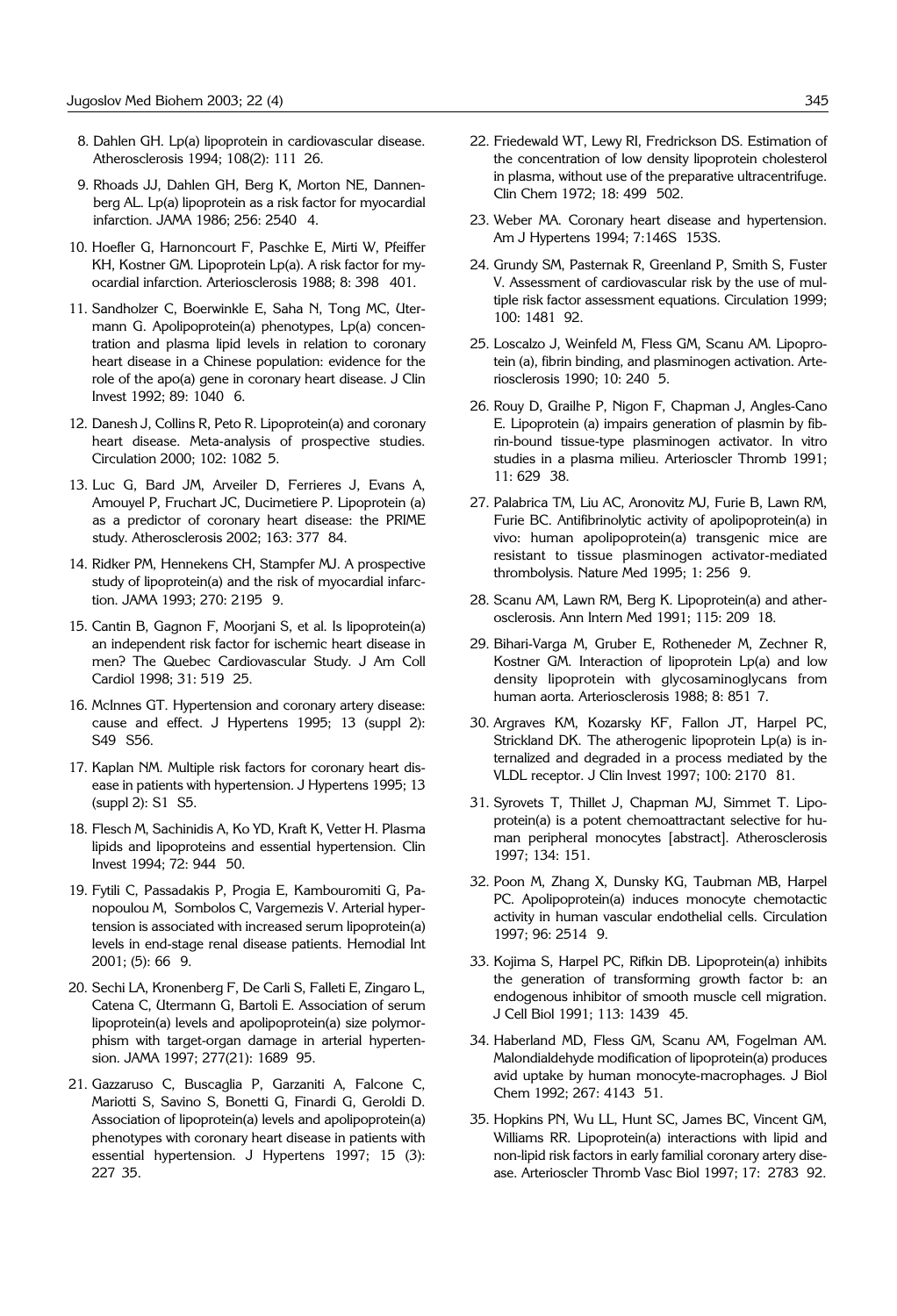8. Dahlen GH. Lp(a) lipoprotein in cardiovascular disease. Atherosclerosis 1994; 108(2): 111 26.

9. Rhoads JJ, Dahlen GH, Berg K, Morton NE, Dannenberg AL. Lp(a) lipoprotein as a risk factor for myocardial infarction. JAMA 1986; 256: 2540 4.

10. Hoefler G, Harnoncourt F, Paschke E, Mirti W, Pfeiffer KH, Kostner GM. Lipoprotein Lp(a). A risk factor for myocardial infarction. Arteriosclerosis 1988; 8: 398 401.

11. Sandholzer C, Boerwinkle E, Saha N, Tong MC, Utermann G. Apolipoprotein(a) phenotypes, Lp(a) concentration and plasma lipid levels in relation to coronary heart disease in a Chinese population: evidence for the role of the apo(a) gene in coronary heart disease. J Clin Invest 1992; 89: 1040 6.

12. Danesh J, Collins R, Peto R. Lipoprotein(a) and coronary heart disease. Meta-analysis of prospective studies. Circulation 2000; 102: 1082 5.

13. Luc G, Bard JM, Arveiler D, Ferrieres J, Evans A, Amouyel P, Fruchart JC, Ducimetiere P. Lipoprotein (a) as a predictor of coronary heart disease: the PRIME study. Atherosclerosis 2002; 163: 377 84.

14. Ridker PM, Hennekens CH, Stampfer MJ. A prospective study of lipoprotein(a) and the risk of myocardial infarction. JAMA 1993; 270: 2195 9.

15. Cantin B, Gagnon F, Moorjani S, et al. Is lipoprotein(a) an independent risk factor for ischemic heart disease in men? The Quebec Cardiovascular Study. J Am Coll Cardiol 1998; 31: 519 25.

16. McInnes GT. Hypertension and coronary artery disease: cause and effect. J Hypertens 1995; 13 (suppl 2): S49 S56.

17. Kaplan NM. Multiple risk factors for coronary heart disease in patients with hypertension. J Hypertens 1995; 13 (suppl 2): S1 S5.

18. Flesch M, Sachinidis A, Ko YD, Kraft K, Vetter H. Plasma lipids and lipoproteins and essential hypertension. Clin Invest 1994; 72: 944 50.

19. Fytili C, Passadakis P, Progia E, Kambouromiti G, Panopoulou M, Sombolos C, Vargemezis V. Arterial hypertension is associated with increased serum lipoprotein(a) levels in end-stage renal disease patients. Hemodial Int 2001; (5): 66 9.

20. Sechi LA, Kronenberg F, De Carli S, Falleti E, Zingaro L, Catena C, Utermann G, Bartoli E. Association of serum lipoprotein(a) levels and apolipoprotein(a) size polymorphism with target-organ damage in arterial hypertension. JAMA 1997; 277(21): 1689 95.

21. Gazzaruso C, Buscaglia P, Garzaniti A, Falcone C, Mariotti S, Savino S, Bonetti G, Finardi G, Geroldi D. Association of lipoprotein(a) levels and apolipoprotein(a) phenotypes with coronary heart disease in patients with essential hypertension. J Hypertens 1997; 15 (3): 227 35.

22. Friedewald WT, Lewy RI, Fredrickson DS. Estimation of the concentration of low density lipoprotein cholesterol in plasma, without use of the preparative ultracentrifuge. Clin Chem 1972; 18: 499 502.

23. Weber MA. Coronary heart disease and hypertension. Am J Hypertens 1994; 7:146S 153S.

24. Grundy SM, Pasternak R, Greenland P, Smith S, Fuster V. Assessment of cardiovascular risk by the use of multiple risk factor assessment equations. Circulation 1999; 100: 1481 92.

25. Loscalzo J, Weinfeld M, Fless GM, Scanu AM. Lipoprotein (a), fibrin binding, and plasminogen activation. Arteriosclerosis 1990; 10: 240 5.

26. Rouy D, Grailhe P, Nigon F, Chapman J, Angles-Cano E. Lipoprotein (a) impairs generation of plasmin by fibrin-bound tissue-type plasminogen activator. In vitro studies in a plasma milieu. Arterioscler Thromb 1991; 11: 629 38.

27. Palabrica TM, Liu AC, Aronovitz MJ, Furie B, Lawn RM, Furie BC. Antifibrinolytic activity of apolipoprotein(a) in vivo: human apolipoprotein(a) transgenic mice are resistant to tissue plasminogen activator-mediated thrombolysis. Nature Med 1995; 1: 256 9.

28. Scanu AM, Lawn RM, Berg K. Lipoprotein(a) and atherosclerosis. Ann Intern Med 1991; 115: 209 18.

29. Bihari-Varga M, Gruber E, Rotheneder M, Zechner R, Kostner GM. Interaction of lipoprotein Lp(a) and low density lipoprotein with glycosaminoglycans from human aorta. Arteriosclerosis 1988; 8: 851 7.

30. Argraves KM, Kozarsky KF, Fallon JT, Harpel PC, Strickland DK. The atherogenic lipoprotein Lp(a) is internalized and degraded in a process mediated by the VLDL receptor. J Clin Invest 1997; 100: 2170 81.

31. Syrovets T, Thillet J, Chapman MJ, Simmet T. Lipoprotein(a) is a potent chemoattractant selective for human peripheral monocytes [abstract]. Atherosclerosis 1997; 134: 151.

32. Poon M, Zhang X, Dunsky KG, Taubman MB, Harpel PC. Apolipoprotein(a) induces monocyte chemotactic activity in human vascular endothelial cells. Circulation 1997; 96: 2514 9.

33. Kojima S, Harpel PC, Rifkin DB. Lipoprotein(a) inhibits the generation of transforming growth factor b: an endogenous inhibitor of smooth muscle cell migration. J Cell Biol 1991; 113: 1439 45.

34. Haberland MD, Fless GM, Scanu AM, Fogelman AM. Malondialdehyde modification of lipoprotein(a) produces avid uptake by human monocyte-macrophages. J Biol Chem 1992; 267: 4143 51.

35. Hopkins PN, Wu LL, Hunt SC, James BC, Vincent GM, Williams RR. Lipoprotein(a) interactions with lipid and non-lipid risk factors in early familial coronary artery disease. Arterioscler Thromb Vasc Biol 1997; 17: 2783 92.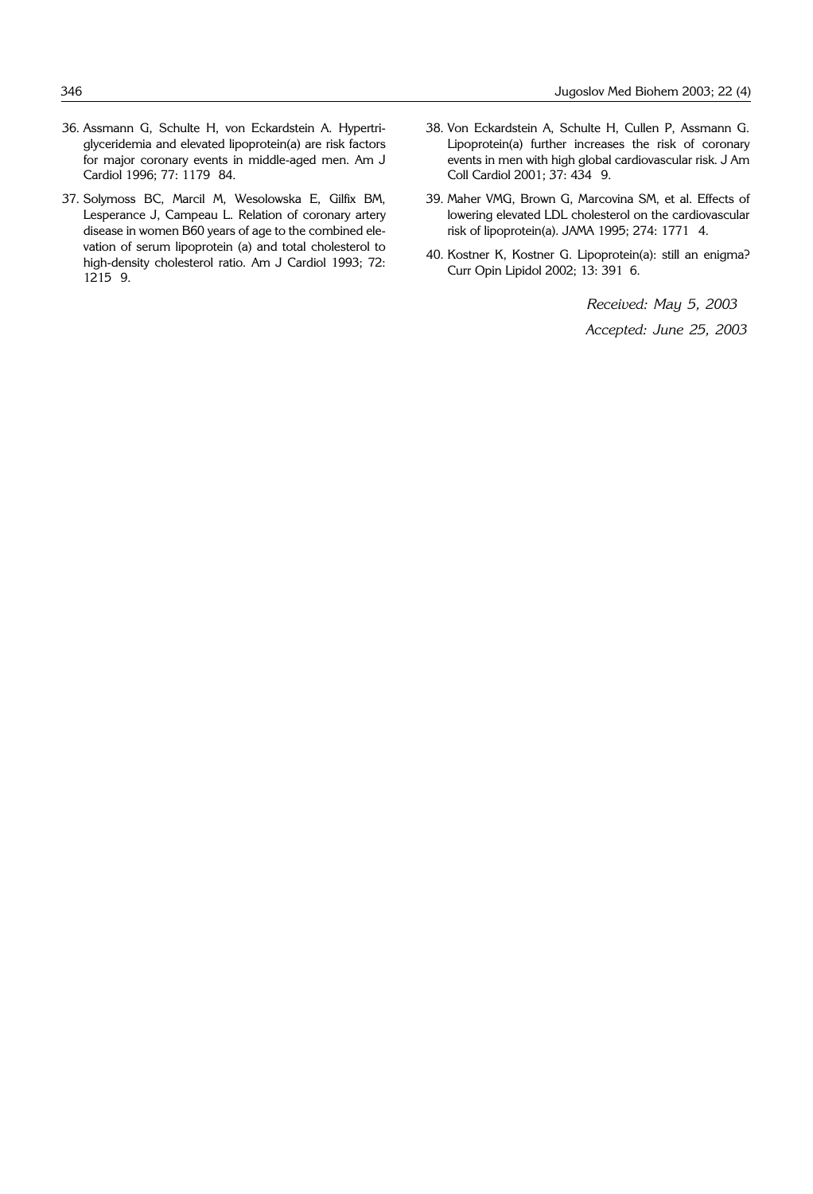36. Assmann G, Schulte H, von Eckardstein A. Hypertriglyceridemia and elevated lipoprotein(a) are risk factors for major coronary events in middle-aged men. Am J Cardiol 1996; 77: 1179 84.

37. Solymoss BC, Marcil M, Wesolowska E, Gilfix BM, Lesperance J, Campeau L. Relation of coronary artery disease in women B60 years of age to the combined elevation of serum lipoprotein (a) and total cholesterol to high-density cholesterol ratio. Am J Cardiol 1993; 72: 1215 9.

38. Von Eckardstein A, Schulte H, Cullen P, Assmann G. Lipoprotein(a) further increases the risk of coronary events in men with high global cardiovascular risk. J Am Coll Cardiol 2001; 37: 434 9.

39. Maher VMG, Brown G, Marcovina SM, et al. Effects of lowering elevated LDL cholesterol on the cardiovascular risk of lipoprotein(a). JAMA 1995; 274: 1771 4.

40. Kostner K, Kostner G. Lipoprotein(a): still an enigma? Curr Opin Lipidol 2002; 13: 391 6.

*Received: May 5, 2003*

*Accepted: June 25, 2003*